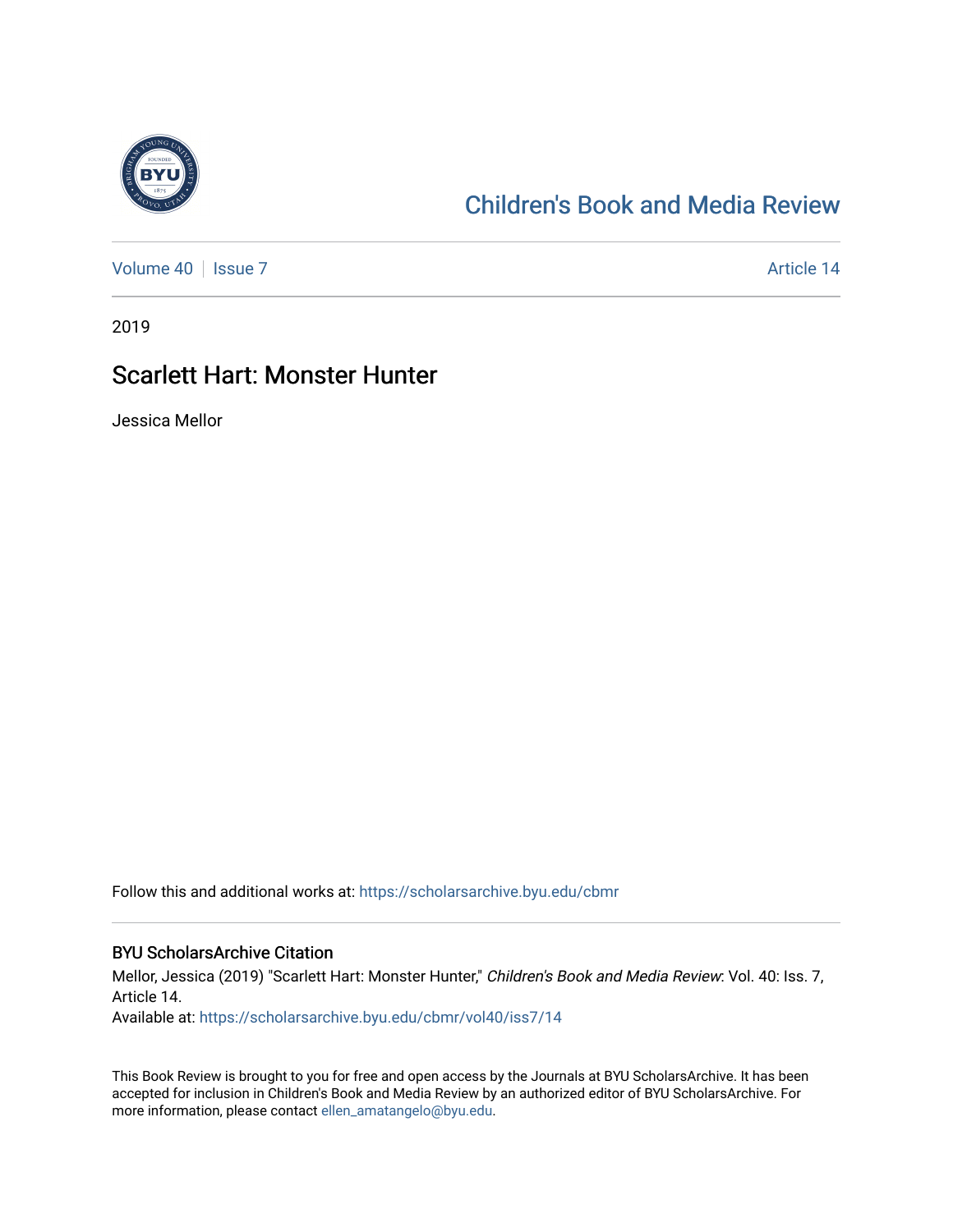# Children's Book and Media Review

Volume 40 | Issue 7 | Article 14

2019

## Scarlett Hart: Monster Hunter

Jessica Mellor

Follow this and additional works at: https://scholarsarchive.byu.edu/cbmr

### BYU ScholarsArchive Citation

Mellor, Jessica (2019) "Scarlett Hart: Monster Hunter," *Children's Book and Media Review*: Vol. 40: Iss. 7, Article 14.

Available at: https://scholarsarchive.byu.edu/cbmr/vol40/iss7/14

This Book Review is brought to you for free and open access by the Journals at BYU ScholarsArchive. It has been accepted for inclusion in Children's Book and Media Review by an authorized editor of BYU ScholarsArchive. For more information, please contact ellen_amatangelo@byu.edu.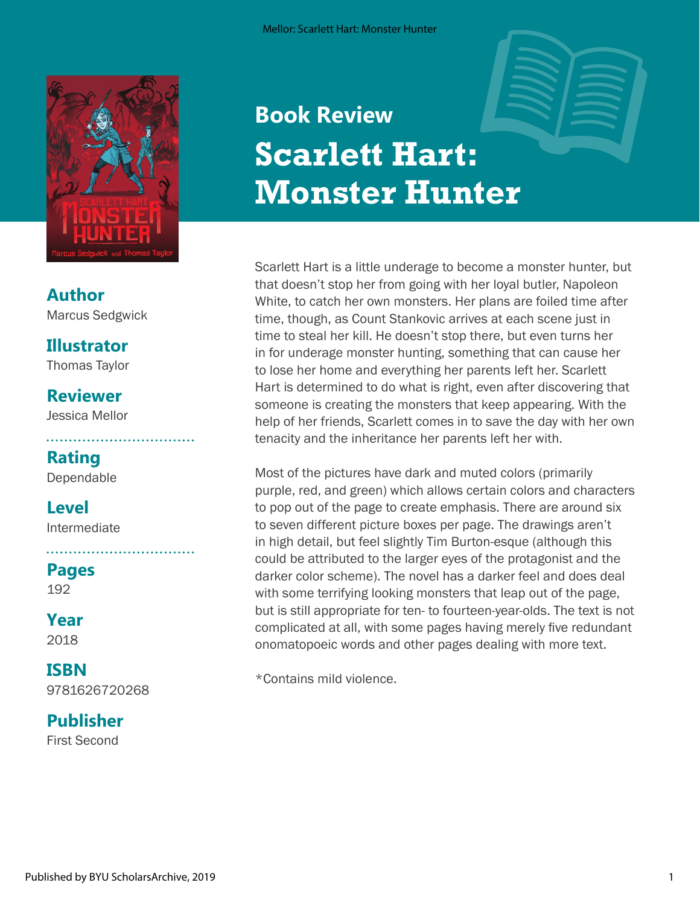## Book Review

# Scarlett Hart: Monster Hunter

**Author**
Marcus Sedgwick

**Illustrator**
Thomas Taylor

**Reviewer**
Jessica Mellor

**Rating**
Dependable

**Level**
Intermediate

**Pages**
192

**Year**
2018

**ISBN**
9781626720268

**Publisher**
First Second

Scarlett Hart is a little underage to become a monster hunter, but that doesn't stop her from going with her loyal butler, Napoleon White, to catch her own monsters. Her plans are foiled time after time, though, as Count Stankovic arrives at each scene just in time to steal her kill. He doesn't stop there, but even turns her in for underage monster hunting, something that can cause her to lose her home and everything her parents left her. Scarlett Hart is determined to do what is right, even after discovering that someone is creating the monsters that keep appearing. With the help of her friends, Scarlett comes in to save the day with her own tenacity and the inheritance her parents left her with.

Most of the pictures have dark and muted colors (primarily purple, red, and green) which allows certain colors and characters to pop out of the page to create emphasis. There are around six to seven different picture boxes per page. The drawings aren't in high detail, but feel slightly Tim Burton-esque (although this could be attributed to the larger eyes of the protagonist and the darker color scheme). The novel has a darker feel and does deal with some terrifying looking monsters that leap out of the page, but is still appropriate for ten- to fourteen-year-olds. The text is not complicated at all, with some pages having merely five redundant onomatopoeic words and other pages dealing with more text.

*Contains mild violence.